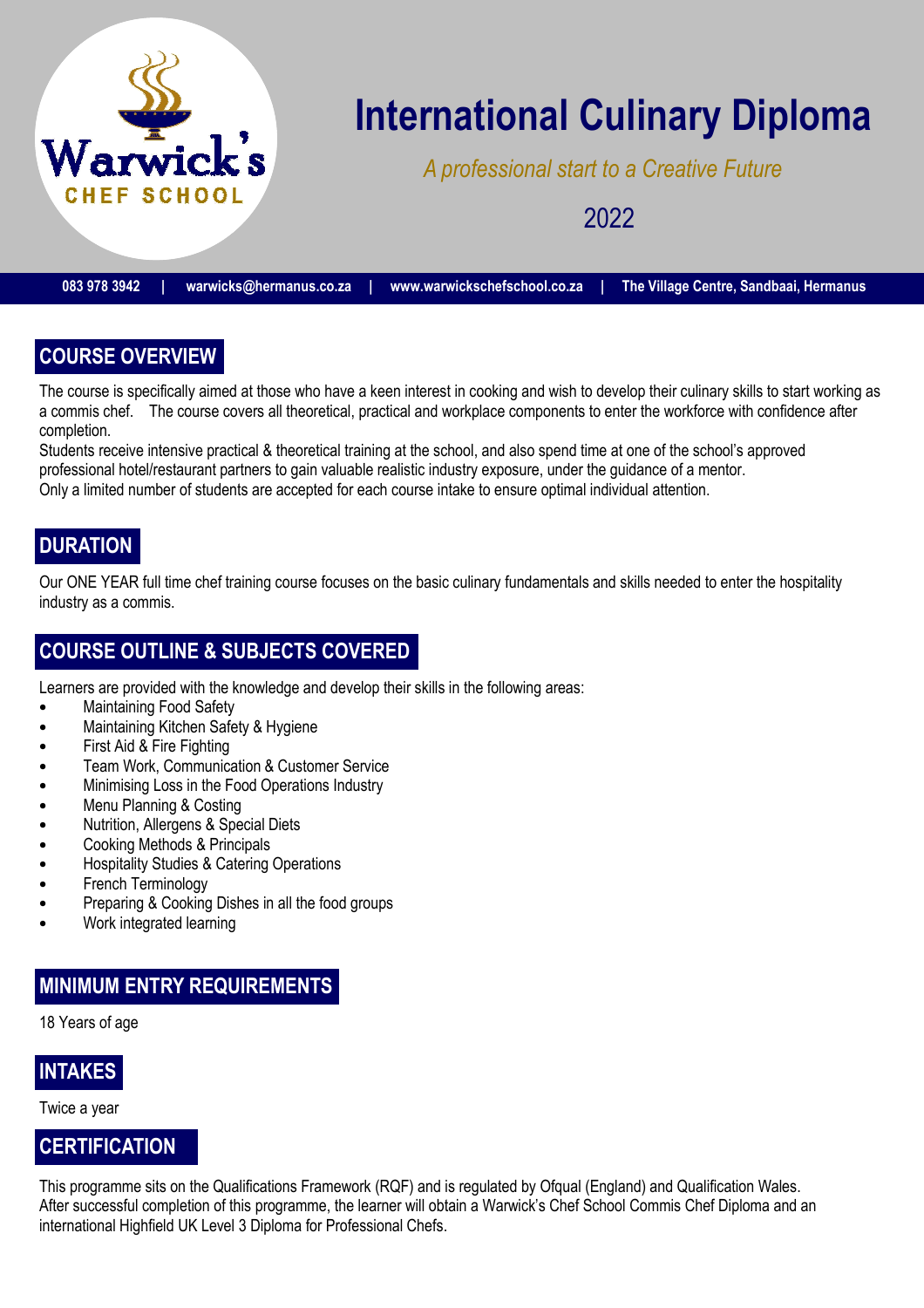Warwick's CHEF SCHOOL

# International Culinary Diploma

*A professional start to a Creative Future*

2022

**083 978 3942 | warwicks@hermanus.co.za | www.warwickschefschool.co.za | The Village Centre, Sandbaai, Hermanus**

## COURSE OVERVIEW

The course is specifically aimed at those who have a keen interest in cooking and wish to develop their culinary skills to start working as a commis chef. The course covers all theoretical, practical and workplace components to enter the workforce with confidence after completion.
Students receive intensive practical & theoretical training at the school, and also spend time at one of the school's approved professional hotel/restaurant partners to gain valuable realistic industry exposure, under the guidance of a mentor.
Only a limited number of students are accepted for each course intake to ensure optimal individual attention.

## DURATION

Our ONE YEAR full time chef training course focuses on the basic culinary fundamentals and skills needed to enter the hospitality industry as a commis.

## COURSE OUTLINE & SUBJECTS COVERED

Learners are provided with the knowledge and develop their skills in the following areas:

- Maintaining Food Safety
- Maintaining Kitchen Safety & Hygiene
- First Aid & Fire Fighting
- Team Work, Communication & Customer Service
- Minimising Loss in the Food Operations Industry
- Menu Planning & Costing
- Nutrition, Allergens & Special Diets
- Cooking Methods & Principals
- Hospitality Studies & Catering Operations
- French Terminology
- Preparing & Cooking Dishes in all the food groups
- Work integrated learning

## MINIMUM ENTRY REQUIREMENTS

18 Years of age

## INTAKES

Twice a year

## CERTIFICATION

This programme sits on the Qualifications Framework (RQF) and is regulated by Ofqual (England) and Qualification Wales.
After successful completion of this programme, the learner will obtain a Warwick's Chef School Commis Chef Diploma and an international Highfield UK Level 3 Diploma for Professional Chefs.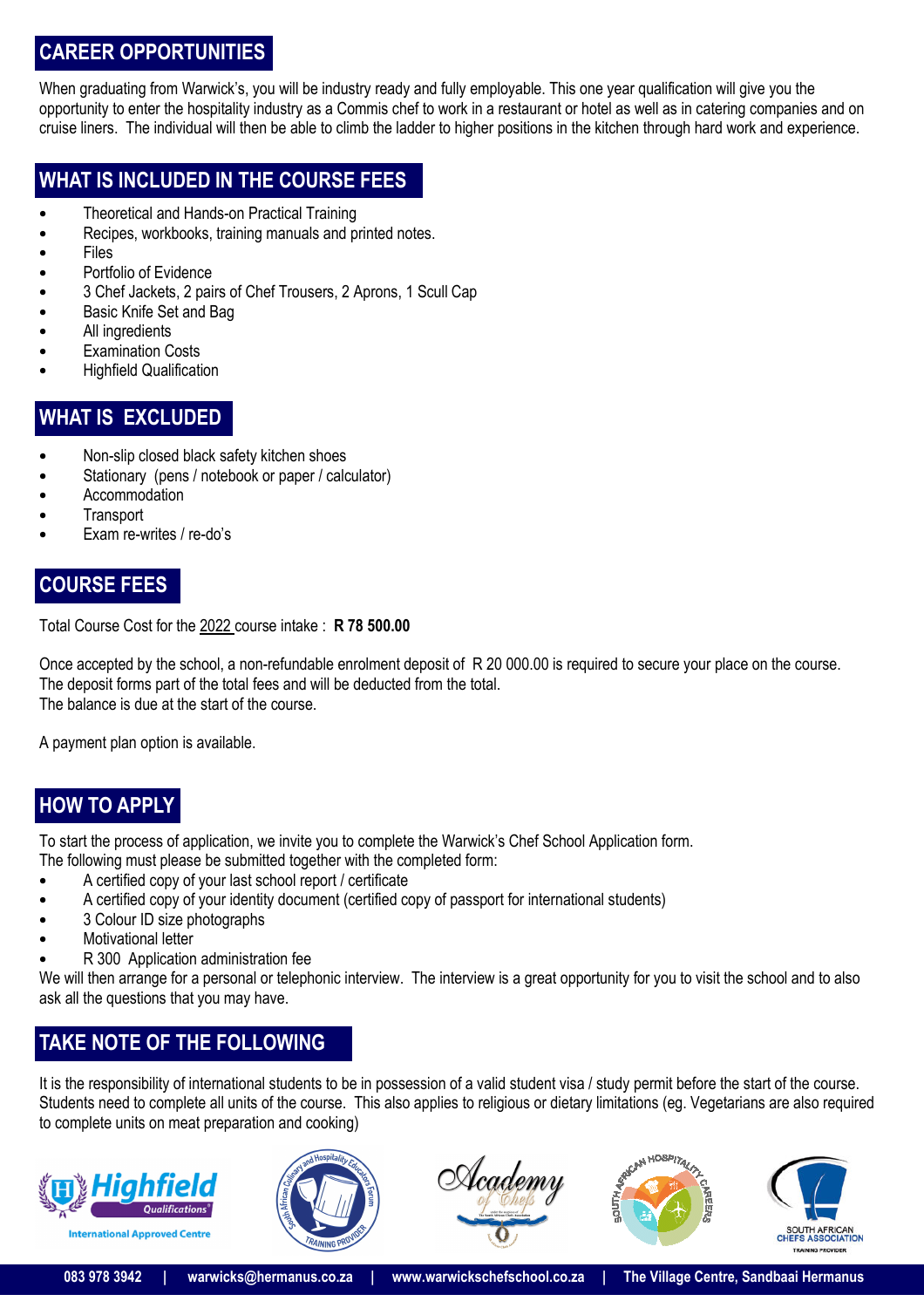## CAREER OPPORTUNITIES

When graduating from Warwick's, you will be industry ready and fully employable. This one year qualification will give you the opportunity to enter the hospitality industry as a Commis chef to work in a restaurant or hotel as well as in catering companies and on cruise liners. The individual will then be able to climb the ladder to higher positions in the kitchen through hard work and experience.

## WHAT IS INCLUDED IN THE COURSE FEES

- Theoretical and Hands-on Practical Training
- Recipes, workbooks, training manuals and printed notes.
- Files
- Portfolio of Evidence
- 3 Chef Jackets, 2 pairs of Chef Trousers, 2 Aprons, 1 Scull Cap
- Basic Knife Set and Bag
- All ingredients
- Examination Costs
- Highfield Qualification

## WHAT IS EXCLUDED

- Non-slip closed black safety kitchen shoes
- Stationary (pens / notebook or paper / calculator)
- Accommodation
- Transport
- Exam re-writes / re-do's

## COURSE FEES

Total Course Cost for the 2022 course intake : **R 78 500.00**

Once accepted by the school, a non-refundable enrolment deposit of R 20 000.00 is required to secure your place on the course.
The deposit forms part of the total fees and will be deducted from the total.
The balance is due at the start of the course.

A payment plan option is available.

## HOW TO APPLY

To start the process of application, we invite you to complete the Warwick's Chef School Application form.
The following must please be submitted together with the completed form:

- A certified copy of your last school report / certificate
- A certified copy of your identity document (certified copy of passport for international students)
- 3 Colour ID size photographs
- Motivational letter
- R 300 Application administration fee

We will then arrange for a personal or telephonic interview. The interview is a great opportunity for you to visit the school and to also ask all the questions that you may have.

## TAKE NOTE OF THE FOLLOWING

It is the responsibility of international students to be in possession of a valid student visa / study permit before the start of the course. Students need to complete all units of the course. This also applies to religious or dietary limitations (eg. Vegetarians are also required to complete units on meat preparation and cooking)

Highfield Qualifications International Approved Centre | South African Culinary and Hospitality Educators Forum Training Provider | Academy of Chefs | South African Hospitality Careers | South African Chefs Association Training Provider

083 978 3942 | warwicks@hermanus.co.za | www.warwickschefschool.co.za | The Village Centre, Sandbaai Hermanus